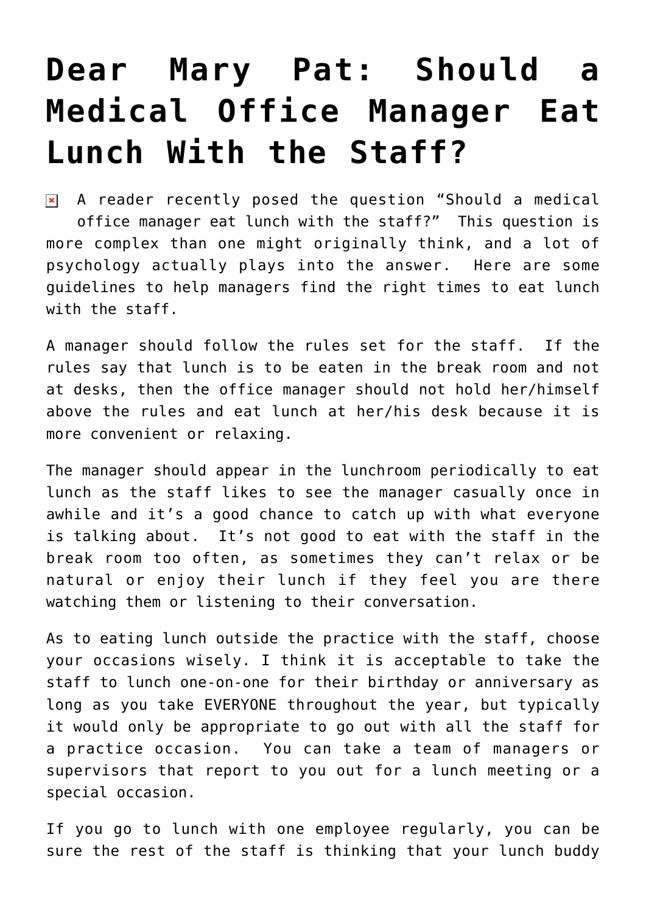# Dear Mary Pat: Should a Medical Office Manager Eat Lunch With the Staff?

A reader recently posed the question "Should a medical office manager eat lunch with the staff?" This question is more complex than one might originally think, and a lot of psychology actually plays into the answer. Here are some guidelines to help managers find the right times to eat lunch with the staff.

A manager should follow the rules set for the staff. If the rules say that lunch is to be eaten in the break room and not at desks, then the office manager should not hold her/himself above the rules and eat lunch at her/his desk because it is more convenient or relaxing.

The manager should appear in the lunchroom periodically to eat lunch as the staff likes to see the manager casually once in awhile and it's a good chance to catch up with what everyone is talking about. It's not good to eat with the staff in the break room too often, as sometimes they can't relax or be natural or enjoy their lunch if they feel you are there watching them or listening to their conversation.

As to eating lunch outside the practice with the staff, choose your occasions wisely. I think it is acceptable to take the staff to lunch one-on-one for their birthday or anniversary as long as you take EVERYONE throughout the year, but typically it would only be appropriate to go out with all the staff for a practice occasion. You can take a team of managers or supervisors that report to you out for a lunch meeting or a special occasion.

If you go to lunch with one employee regularly, you can be sure the rest of the staff is thinking that your lunch buddy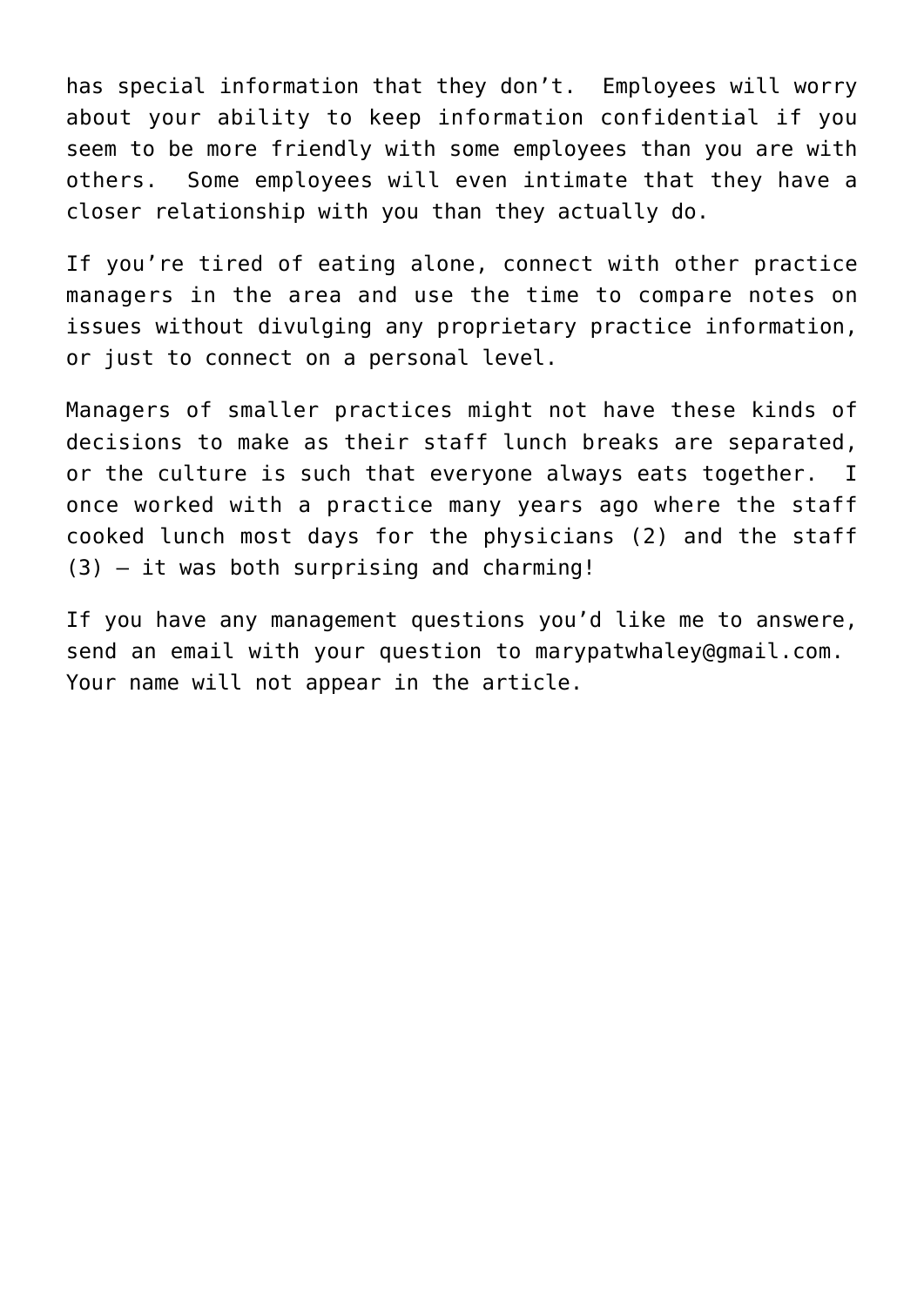has special information that they don't. Employees will worry about your ability to keep information confidential if you seem to be more friendly with some employees than you are with others. Some employees will even intimate that they have a closer relationship with you than they actually do.

If you're tired of eating alone, connect with other practice managers in the area and use the time to compare notes on issues without divulging any proprietary practice information, or just to connect on a personal level.

Managers of smaller practices might not have these kinds of decisions to make as their staff lunch breaks are separated, or the culture is such that everyone always eats together. I once worked with a practice many years ago where the staff cooked lunch most days for the physicians (2) and the staff (3) – it was both surprising and charming!

If you have any management questions you'd like me to answere, send an email with your question to marypatwhaley@gmail.com. Your name will not appear in the article.